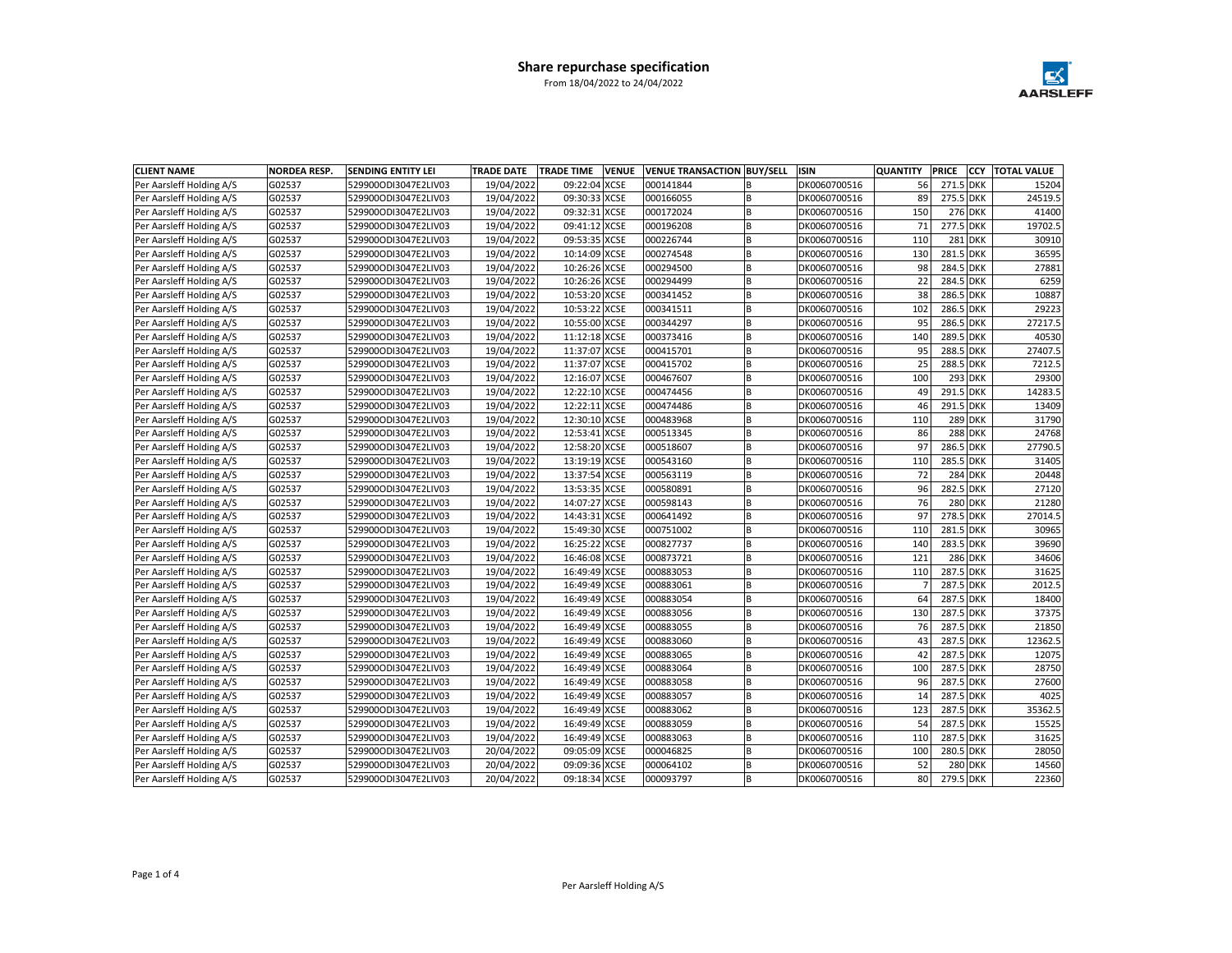# Share repurchase specification

From 18/04/2022 to 24/04/2022

| CLIENT NAME | NORDEA RESP. | SENDING ENTITY LEI | TRADE DATE | TRADE TIME | VENUE | VENUE TRANSACTION | BUY/SELL | ISIN | QUANTITY | PRICE | CCY | TOTAL VALUE |
|---|---|---|---|---|---|---|---|---|---|---|---|---|
| Per Aarsleff Holding A/S | G02537 | 529900ODI3047E2LIV03 | 19/04/2022 | 09:22:04 | XCSE | 000141844 | B | DK0060700516 | 56 | 271.5 | DKK | 15204 |
| Per Aarsleff Holding A/S | G02537 | 529900ODI3047E2LIV03 | 19/04/2022 | 09:30:33 | XCSE | 000166055 | B | DK0060700516 | 89 | 275.5 | DKK | 24519.5 |
| Per Aarsleff Holding A/S | G02537 | 529900ODI3047E2LIV03 | 19/04/2022 | 09:32:31 | XCSE | 000172024 | B | DK0060700516 | 150 | 276 | DKK | 41400 |
| Per Aarsleff Holding A/S | G02537 | 529900ODI3047E2LIV03 | 19/04/2022 | 09:41:12 | XCSE | 000196208 | B | DK0060700516 | 71 | 277.5 | DKK | 19702.5 |
| Per Aarsleff Holding A/S | G02537 | 529900ODI3047E2LIV03 | 19/04/2022 | 09:53:35 | XCSE | 000226744 | B | DK0060700516 | 110 | 281 | DKK | 30910 |
| Per Aarsleff Holding A/S | G02537 | 529900ODI3047E2LIV03 | 19/04/2022 | 10:14:09 | XCSE | 000274548 | B | DK0060700516 | 130 | 281.5 | DKK | 36595 |
| Per Aarsleff Holding A/S | G02537 | 529900ODI3047E2LIV03 | 19/04/2022 | 10:26:26 | XCSE | 000294500 | B | DK0060700516 | 98 | 284.5 | DKK | 27881 |
| Per Aarsleff Holding A/S | G02537 | 529900ODI3047E2LIV03 | 19/04/2022 | 10:26:26 | XCSE | 000294499 | B | DK0060700516 | 22 | 284.5 | DKK | 6259 |
| Per Aarsleff Holding A/S | G02537 | 529900ODI3047E2LIV03 | 19/04/2022 | 10:53:20 | XCSE | 000341452 | B | DK0060700516 | 38 | 286.5 | DKK | 10887 |
| Per Aarsleff Holding A/S | G02537 | 529900ODI3047E2LIV03 | 19/04/2022 | 10:53:22 | XCSE | 000341511 | B | DK0060700516 | 102 | 286.5 | DKK | 29223 |
| Per Aarsleff Holding A/S | G02537 | 529900ODI3047E2LIV03 | 19/04/2022 | 10:55:00 | XCSE | 000344297 | B | DK0060700516 | 95 | 286.5 | DKK | 27217.5 |
| Per Aarsleff Holding A/S | G02537 | 529900ODI3047E2LIV03 | 19/04/2022 | 11:12:18 | XCSE | 000373416 | B | DK0060700516 | 140 | 289.5 | DKK | 40530 |
| Per Aarsleff Holding A/S | G02537 | 529900ODI3047E2LIV03 | 19/04/2022 | 11:37:07 | XCSE | 000415701 | B | DK0060700516 | 95 | 288.5 | DKK | 27407.5 |
| Per Aarsleff Holding A/S | G02537 | 529900ODI3047E2LIV03 | 19/04/2022 | 11:37:07 | XCSE | 000415702 | B | DK0060700516 | 25 | 288.5 | DKK | 7212.5 |
| Per Aarsleff Holding A/S | G02537 | 529900ODI3047E2LIV03 | 19/04/2022 | 12:16:07 | XCSE | 000467607 | B | DK0060700516 | 100 | 293 | DKK | 29300 |
| Per Aarsleff Holding A/S | G02537 | 529900ODI3047E2LIV03 | 19/04/2022 | 12:22:10 | XCSE | 000474456 | B | DK0060700516 | 49 | 291.5 | DKK | 14283.5 |
| Per Aarsleff Holding A/S | G02537 | 529900ODI3047E2LIV03 | 19/04/2022 | 12:22:11 | XCSE | 000474486 | B | DK0060700516 | 46 | 291.5 | DKK | 13409 |
| Per Aarsleff Holding A/S | G02537 | 529900ODI3047E2LIV03 | 19/04/2022 | 12:30:10 | XCSE | 000483968 | B | DK0060700516 | 110 | 289 | DKK | 31790 |
| Per Aarsleff Holding A/S | G02537 | 529900ODI3047E2LIV03 | 19/04/2022 | 12:53:41 | XCSE | 000513345 | B | DK0060700516 | 86 | 288 | DKK | 24768 |
| Per Aarsleff Holding A/S | G02537 | 529900ODI3047E2LIV03 | 19/04/2022 | 12:58:20 | XCSE | 000518607 | B | DK0060700516 | 97 | 286.5 | DKK | 27790.5 |
| Per Aarsleff Holding A/S | G02537 | 529900ODI3047E2LIV03 | 19/04/2022 | 13:19:19 | XCSE | 000543160 | B | DK0060700516 | 110 | 285.5 | DKK | 31405 |
| Per Aarsleff Holding A/S | G02537 | 529900ODI3047E2LIV03 | 19/04/2022 | 13:37:54 | XCSE | 000563119 | B | DK0060700516 | 72 | 284 | DKK | 20448 |
| Per Aarsleff Holding A/S | G02537 | 529900ODI3047E2LIV03 | 19/04/2022 | 13:53:35 | XCSE | 000580891 | B | DK0060700516 | 96 | 282.5 | DKK | 27120 |
| Per Aarsleff Holding A/S | G02537 | 529900ODI3047E2LIV03 | 19/04/2022 | 14:07:27 | XCSE | 000598143 | B | DK0060700516 | 76 | 280 | DKK | 21280 |
| Per Aarsleff Holding A/S | G02537 | 529900ODI3047E2LIV03 | 19/04/2022 | 14:43:31 | XCSE | 000641492 | B | DK0060700516 | 97 | 278.5 | DKK | 27014.5 |
| Per Aarsleff Holding A/S | G02537 | 529900ODI3047E2LIV03 | 19/04/2022 | 15:49:30 | XCSE | 000751002 | B | DK0060700516 | 110 | 281.5 | DKK | 30965 |
| Per Aarsleff Holding A/S | G02537 | 529900ODI3047E2LIV03 | 19/04/2022 | 16:25:22 | XCSE | 000827737 | B | DK0060700516 | 140 | 283.5 | DKK | 39690 |
| Per Aarsleff Holding A/S | G02537 | 529900ODI3047E2LIV03 | 19/04/2022 | 16:46:08 | XCSE | 000873721 | B | DK0060700516 | 121 | 286 | DKK | 34606 |
| Per Aarsleff Holding A/S | G02537 | 529900ODI3047E2LIV03 | 19/04/2022 | 16:49:49 | XCSE | 000883053 | B | DK0060700516 | 110 | 287.5 | DKK | 31625 |
| Per Aarsleff Holding A/S | G02537 | 529900ODI3047E2LIV03 | 19/04/2022 | 16:49:49 | XCSE | 000883061 | B | DK0060700516 | 7 | 287.5 | DKK | 2012.5 |
| Per Aarsleff Holding A/S | G02537 | 529900ODI3047E2LIV03 | 19/04/2022 | 16:49:49 | XCSE | 000883054 | B | DK0060700516 | 64 | 287.5 | DKK | 18400 |
| Per Aarsleff Holding A/S | G02537 | 529900ODI3047E2LIV03 | 19/04/2022 | 16:49:49 | XCSE | 000883056 | B | DK0060700516 | 130 | 287.5 | DKK | 37375 |
| Per Aarsleff Holding A/S | G02537 | 529900ODI3047E2LIV03 | 19/04/2022 | 16:49:49 | XCSE | 000883055 | B | DK0060700516 | 76 | 287.5 | DKK | 21850 |
| Per Aarsleff Holding A/S | G02537 | 529900ODI3047E2LIV03 | 19/04/2022 | 16:49:49 | XCSE | 000883060 | B | DK0060700516 | 43 | 287.5 | DKK | 12362.5 |
| Per Aarsleff Holding A/S | G02537 | 529900ODI3047E2LIV03 | 19/04/2022 | 16:49:49 | XCSE | 000883065 | B | DK0060700516 | 42 | 287.5 | DKK | 12075 |
| Per Aarsleff Holding A/S | G02537 | 529900ODI3047E2LIV03 | 19/04/2022 | 16:49:49 | XCSE | 000883064 | B | DK0060700516 | 100 | 287.5 | DKK | 28750 |
| Per Aarsleff Holding A/S | G02537 | 529900ODI3047E2LIV03 | 19/04/2022 | 16:49:49 | XCSE | 000883058 | B | DK0060700516 | 96 | 287.5 | DKK | 27600 |
| Per Aarsleff Holding A/S | G02537 | 529900ODI3047E2LIV03 | 19/04/2022 | 16:49:49 | XCSE | 000883057 | B | DK0060700516 | 14 | 287.5 | DKK | 4025 |
| Per Aarsleff Holding A/S | G02537 | 529900ODI3047E2LIV03 | 19/04/2022 | 16:49:49 | XCSE | 000883062 | B | DK0060700516 | 123 | 287.5 | DKK | 35362.5 |
| Per Aarsleff Holding A/S | G02537 | 529900ODI3047E2LIV03 | 19/04/2022 | 16:49:49 | XCSE | 000883059 | B | DK0060700516 | 54 | 287.5 | DKK | 15525 |
| Per Aarsleff Holding A/S | G02537 | 529900ODI3047E2LIV03 | 19/04/2022 | 16:49:49 | XCSE | 000883063 | B | DK0060700516 | 110 | 287.5 | DKK | 31625 |
| Per Aarsleff Holding A/S | G02537 | 529900ODI3047E2LIV03 | 20/04/2022 | 09:05:09 | XCSE | 000046825 | B | DK0060700516 | 100 | 280.5 | DKK | 28050 |
| Per Aarsleff Holding A/S | G02537 | 529900ODI3047E2LIV03 | 20/04/2022 | 09:09:36 | XCSE | 000064102 | B | DK0060700516 | 52 | 280 | DKK | 14560 |
| Per Aarsleff Holding A/S | G02537 | 529900ODI3047E2LIV03 | 20/04/2022 | 09:18:34 | XCSE | 000093797 | B | DK0060700516 | 80 | 279.5 | DKK | 22360 |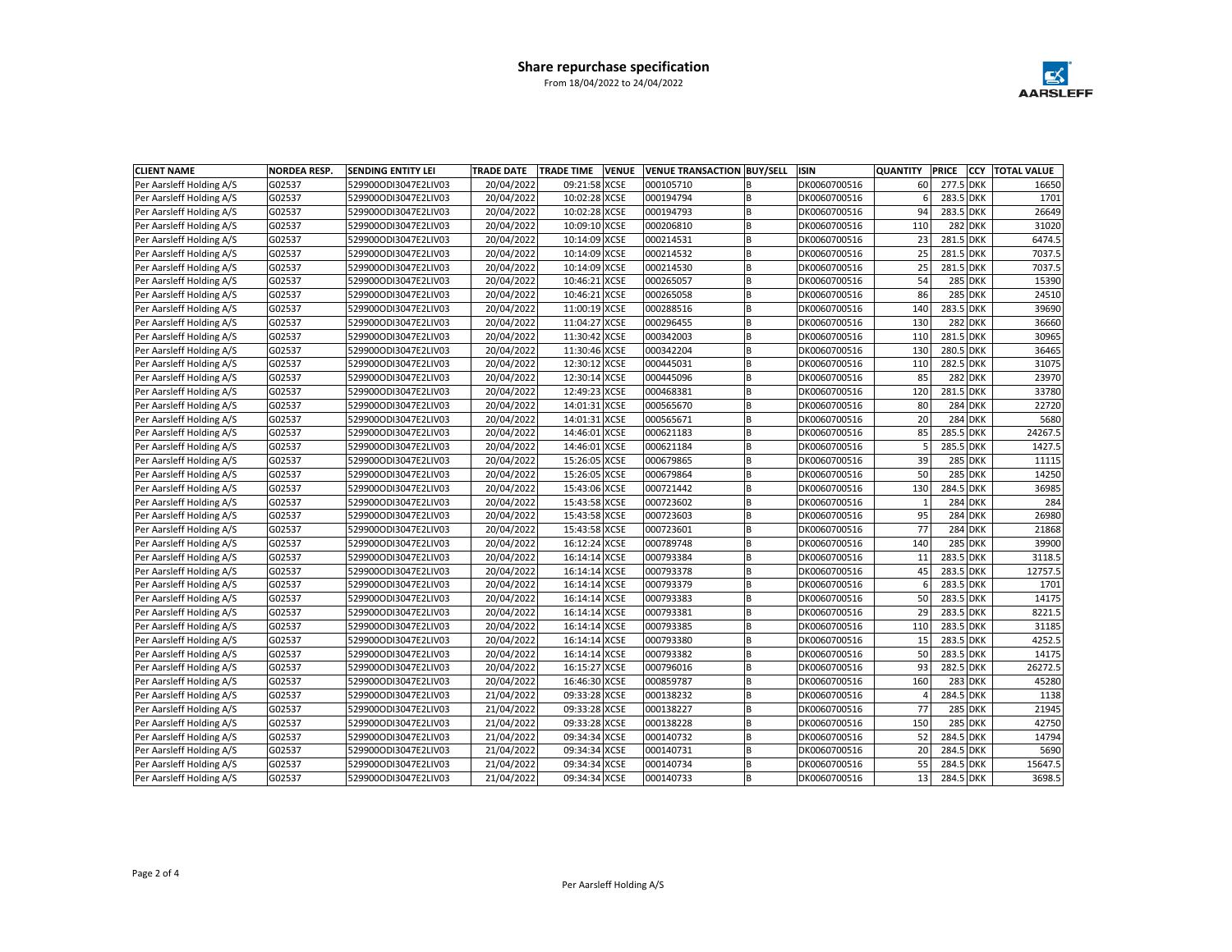# Share repurchase specification

From 18/04/2022 to 24/04/2022

| CLIENT NAME | NORDEA RESP. | SENDING ENTITY LEI | TRADE DATE | TRADE TIME | VENUE | VENUE TRANSACTION | BUY/SELL | ISIN | QUANTITY | PRICE | CCY | TOTAL VALUE |
|---|---|---|---|---|---|---|---|---|---|---|---|---|
| Per Aarsleff Holding A/S | G02537 | 529900ODI3047E2LIV03 | 20/04/2022 | 09:21:58 | XCSE | 000105710 | B | DK0060700516 | 60 | 277.5 | DKK | 16650 |
| Per Aarsleff Holding A/S | G02537 | 529900ODI3047E2LIV03 | 20/04/2022 | 10:02:28 | XCSE | 000194794 | B | DK0060700516 | 6 | 283.5 | DKK | 1701 |
| Per Aarsleff Holding A/S | G02537 | 529900ODI3047E2LIV03 | 20/04/2022 | 10:02:28 | XCSE | 000194793 | B | DK0060700516 | 94 | 283.5 | DKK | 26649 |
| Per Aarsleff Holding A/S | G02537 | 529900ODI3047E2LIV03 | 20/04/2022 | 10:09:10 | XCSE | 000206810 | B | DK0060700516 | 110 | 282 | DKK | 31020 |
| Per Aarsleff Holding A/S | G02537 | 529900ODI3047E2LIV03 | 20/04/2022 | 10:14:09 | XCSE | 000214531 | B | DK0060700516 | 23 | 281.5 | DKK | 6474.5 |
| Per Aarsleff Holding A/S | G02537 | 529900ODI3047E2LIV03 | 20/04/2022 | 10:14:09 | XCSE | 000214532 | B | DK0060700516 | 25 | 281.5 | DKK | 7037.5 |
| Per Aarsleff Holding A/S | G02537 | 529900ODI3047E2LIV03 | 20/04/2022 | 10:14:09 | XCSE | 000214530 | B | DK0060700516 | 25 | 281.5 | DKK | 7037.5 |
| Per Aarsleff Holding A/S | G02537 | 529900ODI3047E2LIV03 | 20/04/2022 | 10:46:21 | XCSE | 000265057 | B | DK0060700516 | 54 | 285 | DKK | 15390 |
| Per Aarsleff Holding A/S | G02537 | 529900ODI3047E2LIV03 | 20/04/2022 | 10:46:21 | XCSE | 000265058 | B | DK0060700516 | 86 | 285 | DKK | 24510 |
| Per Aarsleff Holding A/S | G02537 | 529900ODI3047E2LIV03 | 20/04/2022 | 11:00:19 | XCSE | 000288516 | B | DK0060700516 | 140 | 283.5 | DKK | 39690 |
| Per Aarsleff Holding A/S | G02537 | 529900ODI3047E2LIV03 | 20/04/2022 | 11:04:27 | XCSE | 000296455 | B | DK0060700516 | 130 | 282 | DKK | 36660 |
| Per Aarsleff Holding A/S | G02537 | 529900ODI3047E2LIV03 | 20/04/2022 | 11:30:42 | XCSE | 000342003 | B | DK0060700516 | 110 | 281.5 | DKK | 30965 |
| Per Aarsleff Holding A/S | G02537 | 529900ODI3047E2LIV03 | 20/04/2022 | 11:30:46 | XCSE | 000342204 | B | DK0060700516 | 130 | 280.5 | DKK | 36465 |
| Per Aarsleff Holding A/S | G02537 | 529900ODI3047E2LIV03 | 20/04/2022 | 12:30:12 | XCSE | 000445031 | B | DK0060700516 | 110 | 282.5 | DKK | 31075 |
| Per Aarsleff Holding A/S | G02537 | 529900ODI3047E2LIV03 | 20/04/2022 | 12:30:14 | XCSE | 000445096 | B | DK0060700516 | 85 | 282 | DKK | 23970 |
| Per Aarsleff Holding A/S | G02537 | 529900ODI3047E2LIV03 | 20/04/2022 | 12:49:23 | XCSE | 000468381 | B | DK0060700516 | 120 | 281.5 | DKK | 33780 |
| Per Aarsleff Holding A/S | G02537 | 529900ODI3047E2LIV03 | 20/04/2022 | 14:01:31 | XCSE | 000565670 | B | DK0060700516 | 80 | 284 | DKK | 22720 |
| Per Aarsleff Holding A/S | G02537 | 529900ODI3047E2LIV03 | 20/04/2022 | 14:01:31 | XCSE | 000565671 | B | DK0060700516 | 20 | 284 | DKK | 5680 |
| Per Aarsleff Holding A/S | G02537 | 529900ODI3047E2LIV03 | 20/04/2022 | 14:46:01 | XCSE | 000621183 | B | DK0060700516 | 85 | 285.5 | DKK | 24267.5 |
| Per Aarsleff Holding A/S | G02537 | 529900ODI3047E2LIV03 | 20/04/2022 | 14:46:01 | XCSE | 000621184 | B | DK0060700516 | 5 | 285.5 | DKK | 1427.5 |
| Per Aarsleff Holding A/S | G02537 | 529900ODI3047E2LIV03 | 20/04/2022 | 15:26:05 | XCSE | 000679865 | B | DK0060700516 | 39 | 285 | DKK | 11115 |
| Per Aarsleff Holding A/S | G02537 | 529900ODI3047E2LIV03 | 20/04/2022 | 15:26:05 | XCSE | 000679864 | B | DK0060700516 | 50 | 285 | DKK | 14250 |
| Per Aarsleff Holding A/S | G02537 | 529900ODI3047E2LIV03 | 20/04/2022 | 15:43:06 | XCSE | 000721442 | B | DK0060700516 | 130 | 284.5 | DKK | 36985 |
| Per Aarsleff Holding A/S | G02537 | 529900ODI3047E2LIV03 | 20/04/2022 | 15:43:58 | XCSE | 000723602 | B | DK0060700516 | 1 | 284 | DKK | 284 |
| Per Aarsleff Holding A/S | G02537 | 529900ODI3047E2LIV03 | 20/04/2022 | 15:43:58 | XCSE | 000723603 | B | DK0060700516 | 95 | 284 | DKK | 26980 |
| Per Aarsleff Holding A/S | G02537 | 529900ODI3047E2LIV03 | 20/04/2022 | 15:43:58 | XCSE | 000723601 | B | DK0060700516 | 77 | 284 | DKK | 21868 |
| Per Aarsleff Holding A/S | G02537 | 529900ODI3047E2LIV03 | 20/04/2022 | 16:12:24 | XCSE | 000789748 | B | DK0060700516 | 140 | 285 | DKK | 39900 |
| Per Aarsleff Holding A/S | G02537 | 529900ODI3047E2LIV03 | 20/04/2022 | 16:14:14 | XCSE | 000793384 | B | DK0060700516 | 11 | 283.5 | DKK | 3118.5 |
| Per Aarsleff Holding A/S | G02537 | 529900ODI3047E2LIV03 | 20/04/2022 | 16:14:14 | XCSE | 000793378 | B | DK0060700516 | 45 | 283.5 | DKK | 12757.5 |
| Per Aarsleff Holding A/S | G02537 | 529900ODI3047E2LIV03 | 20/04/2022 | 16:14:14 | XCSE | 000793379 | B | DK0060700516 | 6 | 283.5 | DKK | 1701 |
| Per Aarsleff Holding A/S | G02537 | 529900ODI3047E2LIV03 | 20/04/2022 | 16:14:14 | XCSE | 000793383 | B | DK0060700516 | 50 | 283.5 | DKK | 14175 |
| Per Aarsleff Holding A/S | G02537 | 529900ODI3047E2LIV03 | 20/04/2022 | 16:14:14 | XCSE | 000793381 | B | DK0060700516 | 29 | 283.5 | DKK | 8221.5 |
| Per Aarsleff Holding A/S | G02537 | 529900ODI3047E2LIV03 | 20/04/2022 | 16:14:14 | XCSE | 000793385 | B | DK0060700516 | 110 | 283.5 | DKK | 31185 |
| Per Aarsleff Holding A/S | G02537 | 529900ODI3047E2LIV03 | 20/04/2022 | 16:14:14 | XCSE | 000793380 | B | DK0060700516 | 15 | 283.5 | DKK | 4252.5 |
| Per Aarsleff Holding A/S | G02537 | 529900ODI3047E2LIV03 | 20/04/2022 | 16:14:14 | XCSE | 000793382 | B | DK0060700516 | 50 | 283.5 | DKK | 14175 |
| Per Aarsleff Holding A/S | G02537 | 529900ODI3047E2LIV03 | 20/04/2022 | 16:15:27 | XCSE | 000796016 | B | DK0060700516 | 93 | 282.5 | DKK | 26272.5 |
| Per Aarsleff Holding A/S | G02537 | 529900ODI3047E2LIV03 | 20/04/2022 | 16:46:30 | XCSE | 000859787 | B | DK0060700516 | 160 | 283 | DKK | 45280 |
| Per Aarsleff Holding A/S | G02537 | 529900ODI3047E2LIV03 | 21/04/2022 | 09:33:28 | XCSE | 000138232 | B | DK0060700516 | 4 | 284.5 | DKK | 1138 |
| Per Aarsleff Holding A/S | G02537 | 529900ODI3047E2LIV03 | 21/04/2022 | 09:33:28 | XCSE | 000138227 | B | DK0060700516 | 77 | 285 | DKK | 21945 |
| Per Aarsleff Holding A/S | G02537 | 529900ODI3047E2LIV03 | 21/04/2022 | 09:33:28 | XCSE | 000138228 | B | DK0060700516 | 150 | 285 | DKK | 42750 |
| Per Aarsleff Holding A/S | G02537 | 529900ODI3047E2LIV03 | 21/04/2022 | 09:34:34 | XCSE | 000140732 | B | DK0060700516 | 52 | 284.5 | DKK | 14794 |
| Per Aarsleff Holding A/S | G02537 | 529900ODI3047E2LIV03 | 21/04/2022 | 09:34:34 | XCSE | 000140731 | B | DK0060700516 | 20 | 284.5 | DKK | 5690 |
| Per Aarsleff Holding A/S | G02537 | 529900ODI3047E2LIV03 | 21/04/2022 | 09:34:34 | XCSE | 000140734 | B | DK0060700516 | 55 | 284.5 | DKK | 15647.5 |
| Per Aarsleff Holding A/S | G02537 | 529900ODI3047E2LIV03 | 21/04/2022 | 09:34:34 | XCSE | 000140733 | B | DK0060700516 | 13 | 284.5 | DKK | 3698.5 |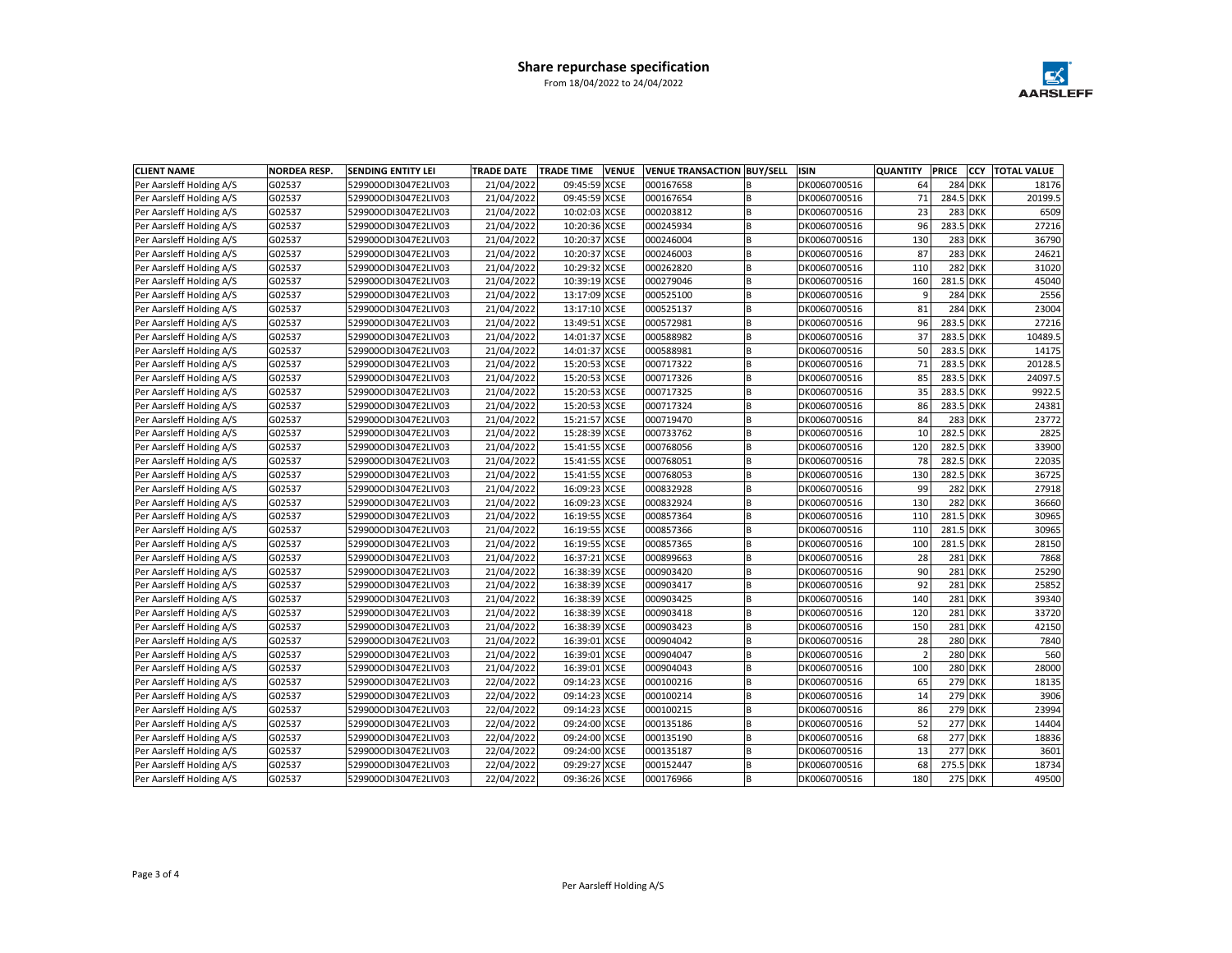## Share repurchase specification

From 18/04/2022 to 24/04/2022

| CLIENT NAME | NORDEA RESP. | SENDING ENTITY LEI | TRADE DATE | TRADE TIME | VENUE | VENUE TRANSACTION | BUY/SELL | ISIN | QUANTITY | PRICE | CCY | TOTAL VALUE |
|---|---|---|---|---|---|---|---|---|---|---|---|---|
| Per Aarsleff Holding A/S | G02537 | 529900ODI3047E2LIV03 | 21/04/2022 | 09:45:59 | XCSE | 000167658 | B | DK0060700516 | 64 | 284 | DKK | 18176 |
| Per Aarsleff Holding A/S | G02537 | 529900ODI3047E2LIV03 | 21/04/2022 | 09:45:59 | XCSE | 000167654 | B | DK0060700516 | 71 | 284.5 | DKK | 20199.5 |
| Per Aarsleff Holding A/S | G02537 | 529900ODI3047E2LIV03 | 21/04/2022 | 10:02:03 | XCSE | 000203812 | B | DK0060700516 | 23 | 283 | DKK | 6509 |
| Per Aarsleff Holding A/S | G02537 | 529900ODI3047E2LIV03 | 21/04/2022 | 10:20:36 | XCSE | 000245934 | B | DK0060700516 | 96 | 283.5 | DKK | 27216 |
| Per Aarsleff Holding A/S | G02537 | 529900ODI3047E2LIV03 | 21/04/2022 | 10:20:37 | XCSE | 000246004 | B | DK0060700516 | 130 | 283 | DKK | 36790 |
| Per Aarsleff Holding A/S | G02537 | 529900ODI3047E2LIV03 | 21/04/2022 | 10:20:37 | XCSE | 000246003 | B | DK0060700516 | 87 | 283 | DKK | 24621 |
| Per Aarsleff Holding A/S | G02537 | 529900ODI3047E2LIV03 | 21/04/2022 | 10:29:32 | XCSE | 000262820 | B | DK0060700516 | 110 | 282 | DKK | 31020 |
| Per Aarsleff Holding A/S | G02537 | 529900ODI3047E2LIV03 | 21/04/2022 | 10:39:19 | XCSE | 000279046 | B | DK0060700516 | 160 | 281.5 | DKK | 45040 |
| Per Aarsleff Holding A/S | G02537 | 529900ODI3047E2LIV03 | 21/04/2022 | 13:17:09 | XCSE | 000525100 | B | DK0060700516 | 9 | 284 | DKK | 2556 |
| Per Aarsleff Holding A/S | G02537 | 529900ODI3047E2LIV03 | 21/04/2022 | 13:17:10 | XCSE | 000525137 | B | DK0060700516 | 81 | 284 | DKK | 23004 |
| Per Aarsleff Holding A/S | G02537 | 529900ODI3047E2LIV03 | 21/04/2022 | 13:49:51 | XCSE | 000572981 | B | DK0060700516 | 96 | 283.5 | DKK | 27216 |
| Per Aarsleff Holding A/S | G02537 | 529900ODI3047E2LIV03 | 21/04/2022 | 14:01:37 | XCSE | 000588982 | B | DK0060700516 | 37 | 283.5 | DKK | 10489.5 |
| Per Aarsleff Holding A/S | G02537 | 529900ODI3047E2LIV03 | 21/04/2022 | 14:01:37 | XCSE | 000588981 | B | DK0060700516 | 50 | 283.5 | DKK | 14175 |
| Per Aarsleff Holding A/S | G02537 | 529900ODI3047E2LIV03 | 21/04/2022 | 15:20:53 | XCSE | 000717322 | B | DK0060700516 | 71 | 283.5 | DKK | 20128.5 |
| Per Aarsleff Holding A/S | G02537 | 529900ODI3047E2LIV03 | 21/04/2022 | 15:20:53 | XCSE | 000717326 | B | DK0060700516 | 85 | 283.5 | DKK | 24097.5 |
| Per Aarsleff Holding A/S | G02537 | 529900ODI3047E2LIV03 | 21/04/2022 | 15:20:53 | XCSE | 000717325 | B | DK0060700516 | 35 | 283.5 | DKK | 9922.5 |
| Per Aarsleff Holding A/S | G02537 | 529900ODI3047E2LIV03 | 21/04/2022 | 15:20:53 | XCSE | 000717324 | B | DK0060700516 | 86 | 283.5 | DKK | 24381 |
| Per Aarsleff Holding A/S | G02537 | 529900ODI3047E2LIV03 | 21/04/2022 | 15:21:57 | XCSE | 000719470 | B | DK0060700516 | 84 | 283 | DKK | 23772 |
| Per Aarsleff Holding A/S | G02537 | 529900ODI3047E2LIV03 | 21/04/2022 | 15:28:39 | XCSE | 000733762 | B | DK0060700516 | 10 | 282.5 | DKK | 2825 |
| Per Aarsleff Holding A/S | G02537 | 529900ODI3047E2LIV03 | 21/04/2022 | 15:41:55 | XCSE | 000768056 | B | DK0060700516 | 120 | 282.5 | DKK | 33900 |
| Per Aarsleff Holding A/S | G02537 | 529900ODI3047E2LIV03 | 21/04/2022 | 15:41:55 | XCSE | 000768051 | B | DK0060700516 | 78 | 282.5 | DKK | 22035 |
| Per Aarsleff Holding A/S | G02537 | 529900ODI3047E2LIV03 | 21/04/2022 | 15:41:55 | XCSE | 000768053 | B | DK0060700516 | 130 | 282.5 | DKK | 36725 |
| Per Aarsleff Holding A/S | G02537 | 529900ODI3047E2LIV03 | 21/04/2022 | 16:09:23 | XCSE | 000832928 | B | DK0060700516 | 99 | 282 | DKK | 27918 |
| Per Aarsleff Holding A/S | G02537 | 529900ODI3047E2LIV03 | 21/04/2022 | 16:09:23 | XCSE | 000832924 | B | DK0060700516 | 130 | 282 | DKK | 36660 |
| Per Aarsleff Holding A/S | G02537 | 529900ODI3047E2LIV03 | 21/04/2022 | 16:19:55 | XCSE | 000857364 | B | DK0060700516 | 110 | 281.5 | DKK | 30965 |
| Per Aarsleff Holding A/S | G02537 | 529900ODI3047E2LIV03 | 21/04/2022 | 16:19:55 | XCSE | 000857366 | B | DK0060700516 | 110 | 281.5 | DKK | 30965 |
| Per Aarsleff Holding A/S | G02537 | 529900ODI3047E2LIV03 | 21/04/2022 | 16:19:55 | XCSE | 000857365 | B | DK0060700516 | 100 | 281.5 | DKK | 28150 |
| Per Aarsleff Holding A/S | G02537 | 529900ODI3047E2LIV03 | 21/04/2022 | 16:37:21 | XCSE | 000899663 | B | DK0060700516 | 28 | 281 | DKK | 7868 |
| Per Aarsleff Holding A/S | G02537 | 529900ODI3047E2LIV03 | 21/04/2022 | 16:38:39 | XCSE | 000903420 | B | DK0060700516 | 90 | 281 | DKK | 25290 |
| Per Aarsleff Holding A/S | G02537 | 529900ODI3047E2LIV03 | 21/04/2022 | 16:38:39 | XCSE | 000903417 | B | DK0060700516 | 92 | 281 | DKK | 25852 |
| Per Aarsleff Holding A/S | G02537 | 529900ODI3047E2LIV03 | 21/04/2022 | 16:38:39 | XCSE | 000903425 | B | DK0060700516 | 140 | 281 | DKK | 39340 |
| Per Aarsleff Holding A/S | G02537 | 529900ODI3047E2LIV03 | 21/04/2022 | 16:38:39 | XCSE | 000903418 | B | DK0060700516 | 120 | 281 | DKK | 33720 |
| Per Aarsleff Holding A/S | G02537 | 529900ODI3047E2LIV03 | 21/04/2022 | 16:38:39 | XCSE | 000903423 | B | DK0060700516 | 150 | 281 | DKK | 42150 |
| Per Aarsleff Holding A/S | G02537 | 529900ODI3047E2LIV03 | 21/04/2022 | 16:39:01 | XCSE | 000904042 | B | DK0060700516 | 28 | 280 | DKK | 7840 |
| Per Aarsleff Holding A/S | G02537 | 529900ODI3047E2LIV03 | 21/04/2022 | 16:39:01 | XCSE | 000904047 | B | DK0060700516 | 2 | 280 | DKK | 560 |
| Per Aarsleff Holding A/S | G02537 | 529900ODI3047E2LIV03 | 21/04/2022 | 16:39:01 | XCSE | 000904043 | B | DK0060700516 | 100 | 280 | DKK | 28000 |
| Per Aarsleff Holding A/S | G02537 | 529900ODI3047E2LIV03 | 22/04/2022 | 09:14:23 | XCSE | 000100216 | B | DK0060700516 | 65 | 279 | DKK | 18135 |
| Per Aarsleff Holding A/S | G02537 | 529900ODI3047E2LIV03 | 22/04/2022 | 09:14:23 | XCSE | 000100214 | B | DK0060700516 | 14 | 279 | DKK | 3906 |
| Per Aarsleff Holding A/S | G02537 | 529900ODI3047E2LIV03 | 22/04/2022 | 09:14:23 | XCSE | 000100215 | B | DK0060700516 | 86 | 279 | DKK | 23994 |
| Per Aarsleff Holding A/S | G02537 | 529900ODI3047E2LIV03 | 22/04/2022 | 09:24:00 | XCSE | 000135186 | B | DK0060700516 | 52 | 277 | DKK | 14404 |
| Per Aarsleff Holding A/S | G02537 | 529900ODI3047E2LIV03 | 22/04/2022 | 09:24:00 | XCSE | 000135190 | B | DK0060700516 | 68 | 277 | DKK | 18836 |
| Per Aarsleff Holding A/S | G02537 | 529900ODI3047E2LIV03 | 22/04/2022 | 09:24:00 | XCSE | 000135187 | B | DK0060700516 | 13 | 277 | DKK | 3601 |
| Per Aarsleff Holding A/S | G02537 | 529900ODI3047E2LIV03 | 22/04/2022 | 09:29:27 | XCSE | 000152447 | B | DK0060700516 | 68 | 275.5 | DKK | 18734 |
| Per Aarsleff Holding A/S | G02537 | 529900ODI3047E2LIV03 | 22/04/2022 | 09:36:26 | XCSE | 000176966 | B | DK0060700516 | 180 | 275 | DKK | 49500 |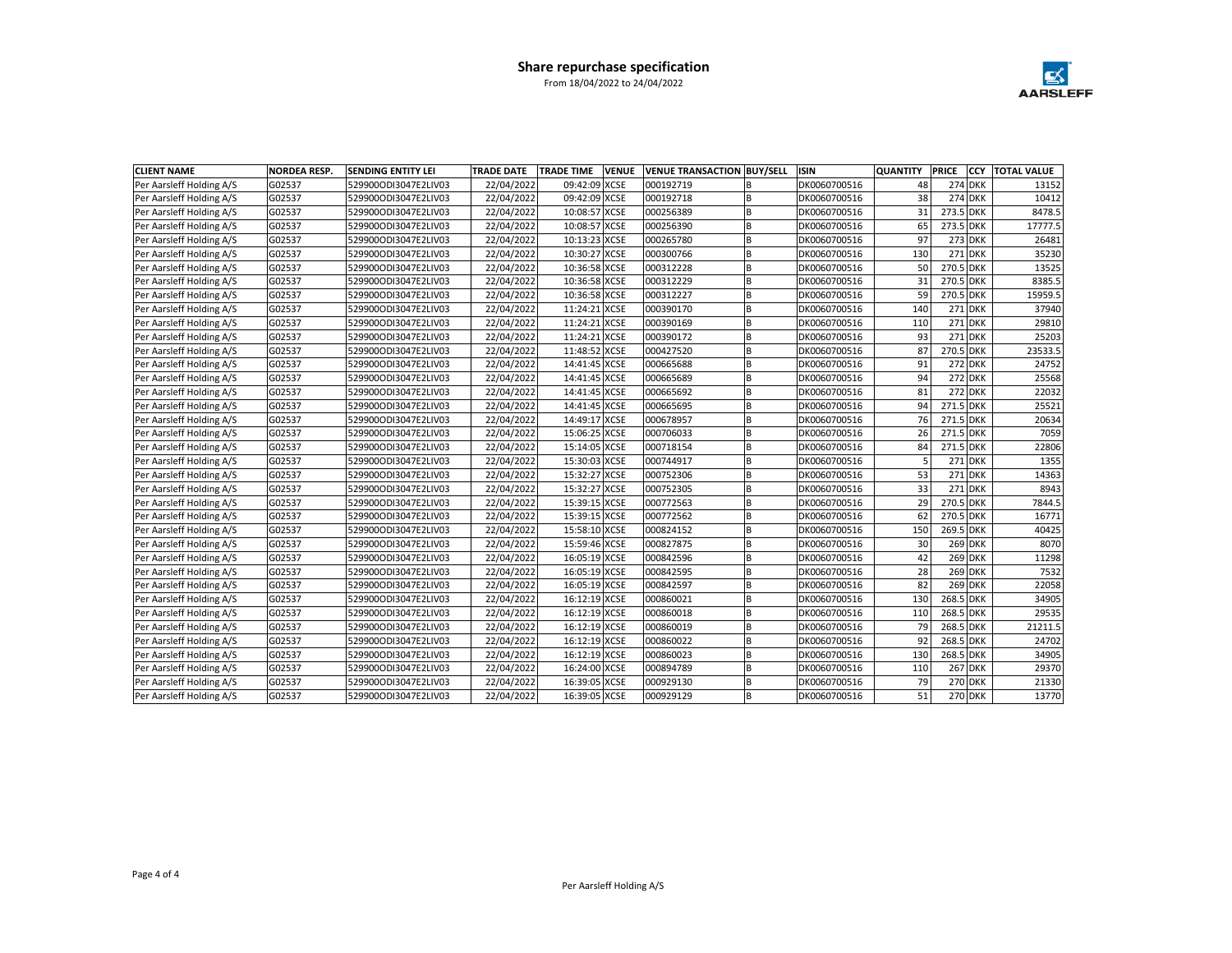## Share repurchase specification

From 18/04/2022 to 24/04/2022

AARSLEFF

| CLIENT NAME | NORDEA RESP. | SENDING ENTITY LEI | TRADE DATE | TRADE TIME | VENUE | VENUE TRANSACTION | BUY/SELL | ISIN | QUANTITY | PRICE | CCY | TOTAL VALUE |
|---|---|---|---|---|---|---|---|---|---|---|---|---|
| Per Aarsleff Holding A/S | G02537 | 529900ODI3047E2LIV03 | 22/04/2022 | 09:42:09 | XCSE | 000192719 | B | DK0060700516 | 48 | 274 | DKK | 13152 |
| Per Aarsleff Holding A/S | G02537 | 529900ODI3047E2LIV03 | 22/04/2022 | 09:42:09 | XCSE | 000192718 | B | DK0060700516 | 38 | 274 | DKK | 10412 |
| Per Aarsleff Holding A/S | G02537 | 529900ODI3047E2LIV03 | 22/04/2022 | 10:08:57 | XCSE | 000256389 | B | DK0060700516 | 31 | 273.5 | DKK | 8478.5 |
| Per Aarsleff Holding A/S | G02537 | 529900ODI3047E2LIV03 | 22/04/2022 | 10:08:57 | XCSE | 000256390 | B | DK0060700516 | 65 | 273.5 | DKK | 17777.5 |
| Per Aarsleff Holding A/S | G02537 | 529900ODI3047E2LIV03 | 22/04/2022 | 10:13:23 | XCSE | 000265780 | B | DK0060700516 | 97 | 273 | DKK | 26481 |
| Per Aarsleff Holding A/S | G02537 | 529900ODI3047E2LIV03 | 22/04/2022 | 10:30:27 | XCSE | 000300766 | B | DK0060700516 | 130 | 271 | DKK | 35230 |
| Per Aarsleff Holding A/S | G02537 | 529900ODI3047E2LIV03 | 22/04/2022 | 10:36:58 | XCSE | 000312228 | B | DK0060700516 | 50 | 270.5 | DKK | 13525 |
| Per Aarsleff Holding A/S | G02537 | 529900ODI3047E2LIV03 | 22/04/2022 | 10:36:58 | XCSE | 000312229 | B | DK0060700516 | 31 | 270.5 | DKK | 8385.5 |
| Per Aarsleff Holding A/S | G02537 | 529900ODI3047E2LIV03 | 22/04/2022 | 10:36:58 | XCSE | 000312227 | B | DK0060700516 | 59 | 270.5 | DKK | 15959.5 |
| Per Aarsleff Holding A/S | G02537 | 529900ODI3047E2LIV03 | 22/04/2022 | 11:24:21 | XCSE | 000390170 | B | DK0060700516 | 140 | 271 | DKK | 37940 |
| Per Aarsleff Holding A/S | G02537 | 529900ODI3047E2LIV03 | 22/04/2022 | 11:24:21 | XCSE | 000390169 | B | DK0060700516 | 110 | 271 | DKK | 29810 |
| Per Aarsleff Holding A/S | G02537 | 529900ODI3047E2LIV03 | 22/04/2022 | 11:24:21 | XCSE | 000390172 | B | DK0060700516 | 93 | 271 | DKK | 25203 |
| Per Aarsleff Holding A/S | G02537 | 529900ODI3047E2LIV03 | 22/04/2022 | 11:48:52 | XCSE | 000427520 | B | DK0060700516 | 87 | 270.5 | DKK | 23533.5 |
| Per Aarsleff Holding A/S | G02537 | 529900ODI3047E2LIV03 | 22/04/2022 | 14:41:45 | XCSE | 000665688 | B | DK0060700516 | 91 | 272 | DKK | 24752 |
| Per Aarsleff Holding A/S | G02537 | 529900ODI3047E2LIV03 | 22/04/2022 | 14:41:45 | XCSE | 000665689 | B | DK0060700516 | 94 | 272 | DKK | 25568 |
| Per Aarsleff Holding A/S | G02537 | 529900ODI3047E2LIV03 | 22/04/2022 | 14:41:45 | XCSE | 000665692 | B | DK0060700516 | 81 | 272 | DKK | 22032 |
| Per Aarsleff Holding A/S | G02537 | 529900ODI3047E2LIV03 | 22/04/2022 | 14:41:45 | XCSE | 000665695 | B | DK0060700516 | 94 | 271.5 | DKK | 25521 |
| Per Aarsleff Holding A/S | G02537 | 529900ODI3047E2LIV03 | 22/04/2022 | 14:49:17 | XCSE | 000678957 | B | DK0060700516 | 76 | 271.5 | DKK | 20634 |
| Per Aarsleff Holding A/S | G02537 | 529900ODI3047E2LIV03 | 22/04/2022 | 15:06:25 | XCSE | 000706033 | B | DK0060700516 | 26 | 271.5 | DKK | 7059 |
| Per Aarsleff Holding A/S | G02537 | 529900ODI3047E2LIV03 | 22/04/2022 | 15:14:05 | XCSE | 000718154 | B | DK0060700516 | 84 | 271.5 | DKK | 22806 |
| Per Aarsleff Holding A/S | G02537 | 529900ODI3047E2LIV03 | 22/04/2022 | 15:30:03 | XCSE | 000744917 | B | DK0060700516 | 5 | 271 | DKK | 1355 |
| Per Aarsleff Holding A/S | G02537 | 529900ODI3047E2LIV03 | 22/04/2022 | 15:32:27 | XCSE | 000752306 | B | DK0060700516 | 53 | 271 | DKK | 14363 |
| Per Aarsleff Holding A/S | G02537 | 529900ODI3047E2LIV03 | 22/04/2022 | 15:32:27 | XCSE | 000752305 | B | DK0060700516 | 33 | 271 | DKK | 8943 |
| Per Aarsleff Holding A/S | G02537 | 529900ODI3047E2LIV03 | 22/04/2022 | 15:39:15 | XCSE | 000772563 | B | DK0060700516 | 29 | 270.5 | DKK | 7844.5 |
| Per Aarsleff Holding A/S | G02537 | 529900ODI3047E2LIV03 | 22/04/2022 | 15:39:15 | XCSE | 000772562 | B | DK0060700516 | 62 | 270.5 | DKK | 16771 |
| Per Aarsleff Holding A/S | G02537 | 529900ODI3047E2LIV03 | 22/04/2022 | 15:58:10 | XCSE | 000824152 | B | DK0060700516 | 150 | 269.5 | DKK | 40425 |
| Per Aarsleff Holding A/S | G02537 | 529900ODI3047E2LIV03 | 22/04/2022 | 15:59:46 | XCSE | 000827875 | B | DK0060700516 | 30 | 269 | DKK | 8070 |
| Per Aarsleff Holding A/S | G02537 | 529900ODI3047E2LIV03 | 22/04/2022 | 16:05:19 | XCSE | 000842596 | B | DK0060700516 | 42 | 269 | DKK | 11298 |
| Per Aarsleff Holding A/S | G02537 | 529900ODI3047E2LIV03 | 22/04/2022 | 16:05:19 | XCSE | 000842595 | B | DK0060700516 | 28 | 269 | DKK | 7532 |
| Per Aarsleff Holding A/S | G02537 | 529900ODI3047E2LIV03 | 22/04/2022 | 16:05:19 | XCSE | 000842597 | B | DK0060700516 | 82 | 269 | DKK | 22058 |
| Per Aarsleff Holding A/S | G02537 | 529900ODI3047E2LIV03 | 22/04/2022 | 16:12:19 | XCSE | 000860021 | B | DK0060700516 | 130 | 268.5 | DKK | 34905 |
| Per Aarsleff Holding A/S | G02537 | 529900ODI3047E2LIV03 | 22/04/2022 | 16:12:19 | XCSE | 000860018 | B | DK0060700516 | 110 | 268.5 | DKK | 29535 |
| Per Aarsleff Holding A/S | G02537 | 529900ODI3047E2LIV03 | 22/04/2022 | 16:12:19 | XCSE | 000860019 | B | DK0060700516 | 79 | 268.5 | DKK | 21211.5 |
| Per Aarsleff Holding A/S | G02537 | 529900ODI3047E2LIV03 | 22/04/2022 | 16:12:19 | XCSE | 000860022 | B | DK0060700516 | 92 | 268.5 | DKK | 24702 |
| Per Aarsleff Holding A/S | G02537 | 529900ODI3047E2LIV03 | 22/04/2022 | 16:12:19 | XCSE | 000860023 | B | DK0060700516 | 130 | 268.5 | DKK | 34905 |
| Per Aarsleff Holding A/S | G02537 | 529900ODI3047E2LIV03 | 22/04/2022 | 16:24:00 | XCSE | 000894789 | B | DK0060700516 | 110 | 267 | DKK | 29370 |
| Per Aarsleff Holding A/S | G02537 | 529900ODI3047E2LIV03 | 22/04/2022 | 16:39:05 | XCSE | 000929130 | B | DK0060700516 | 79 | 270 | DKK | 21330 |
| Per Aarsleff Holding A/S | G02537 | 529900ODI3047E2LIV03 | 22/04/2022 | 16:39:05 | XCSE | 000929129 | B | DK0060700516 | 51 | 270 | DKK | 13770 |